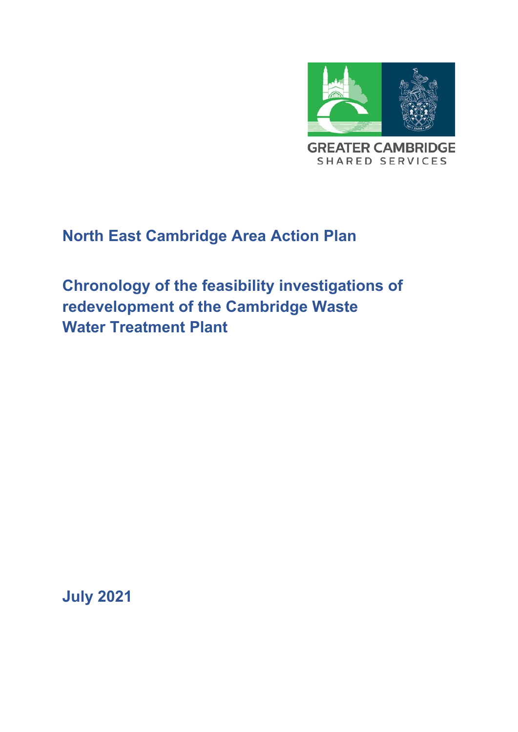GREATER CAMBRIDGE
SHARED SERVICES

# North East Cambridge Area Action Plan

## Chronology of the feasibility investigations of redevelopment of the Cambridge Waste Water Treatment Plant

July 2021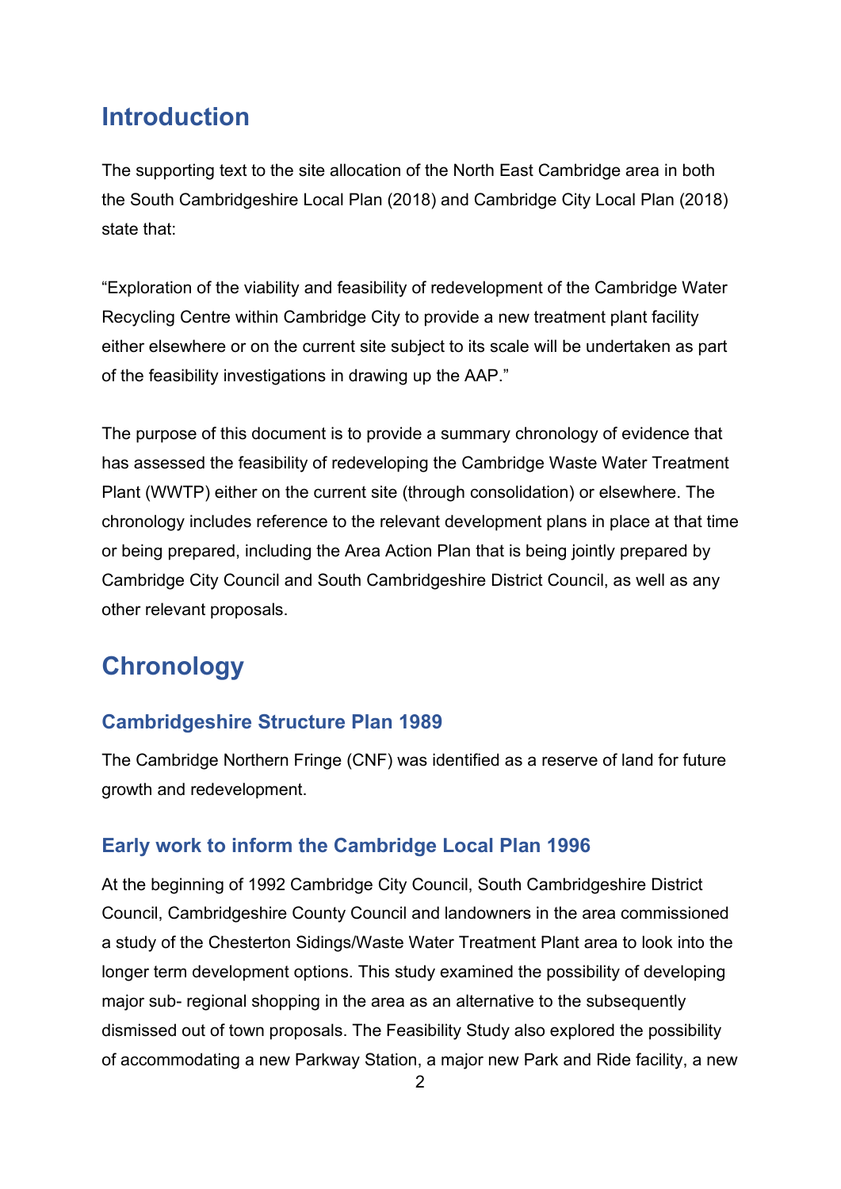## Introduction

The supporting text to the site allocation of the North East Cambridge area in both the South Cambridgeshire Local Plan (2018) and Cambridge City Local Plan (2018) state that:

"Exploration of the viability and feasibility of redevelopment of the Cambridge Water Recycling Centre within Cambridge City to provide a new treatment plant facility either elsewhere or on the current site subject to its scale will be undertaken as part of the feasibility investigations in drawing up the AAP."

The purpose of this document is to provide a summary chronology of evidence that has assessed the feasibility of redeveloping the Cambridge Waste Water Treatment Plant (WWTP) either on the current site (through consolidation) or elsewhere. The chronology includes reference to the relevant development plans in place at that time or being prepared, including the Area Action Plan that is being jointly prepared by Cambridge City Council and South Cambridgeshire District Council, as well as any other relevant proposals.

## Chronology

### Cambridgeshire Structure Plan 1989

The Cambridge Northern Fringe (CNF) was identified as a reserve of land for future growth and redevelopment.

### Early work to inform the Cambridge Local Plan 1996

At the beginning of 1992 Cambridge City Council, South Cambridgeshire District Council, Cambridgeshire County Council and landowners in the area commissioned a study of the Chesterton Sidings/Waste Water Treatment Plant area to look into the longer term development options. This study examined the possibility of developing major sub- regional shopping in the area as an alternative to the subsequently dismissed out of town proposals. The Feasibility Study also explored the possibility of accommodating a new Parkway Station, a major new Park and Ride facility, a new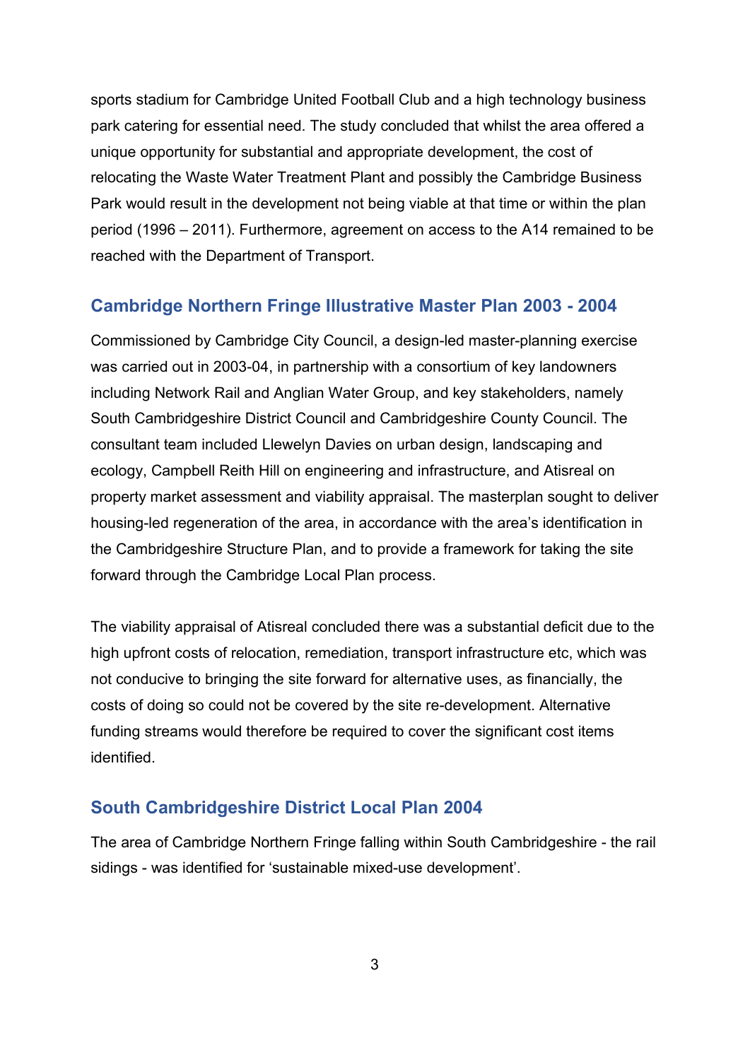sports stadium for Cambridge United Football Club and a high technology business park catering for essential need. The study concluded that whilst the area offered a unique opportunity for substantial and appropriate development, the cost of relocating the Waste Water Treatment Plant and possibly the Cambridge Business Park would result in the development not being viable at that time or within the plan period (1996 – 2011). Furthermore, agreement on access to the A14 remained to be reached with the Department of Transport.

## Cambridge Northern Fringe Illustrative Master Plan 2003 - 2004

Commissioned by Cambridge City Council, a design-led master-planning exercise was carried out in 2003-04, in partnership with a consortium of key landowners including Network Rail and Anglian Water Group, and key stakeholders, namely South Cambridgeshire District Council and Cambridgeshire County Council. The consultant team included Llewelyn Davies on urban design, landscaping and ecology, Campbell Reith Hill on engineering and infrastructure, and Atisreal on property market assessment and viability appraisal. The masterplan sought to deliver housing-led regeneration of the area, in accordance with the area's identification in the Cambridgeshire Structure Plan, and to provide a framework for taking the site forward through the Cambridge Local Plan process.

The viability appraisal of Atisreal concluded there was a substantial deficit due to the high upfront costs of relocation, remediation, transport infrastructure etc, which was not conducive to bringing the site forward for alternative uses, as financially, the costs of doing so could not be covered by the site re-development. Alternative funding streams would therefore be required to cover the significant cost items identified.

## South Cambridgeshire District Local Plan 2004

The area of Cambridge Northern Fringe falling within South Cambridgeshire - the rail sidings - was identified for 'sustainable mixed-use development'.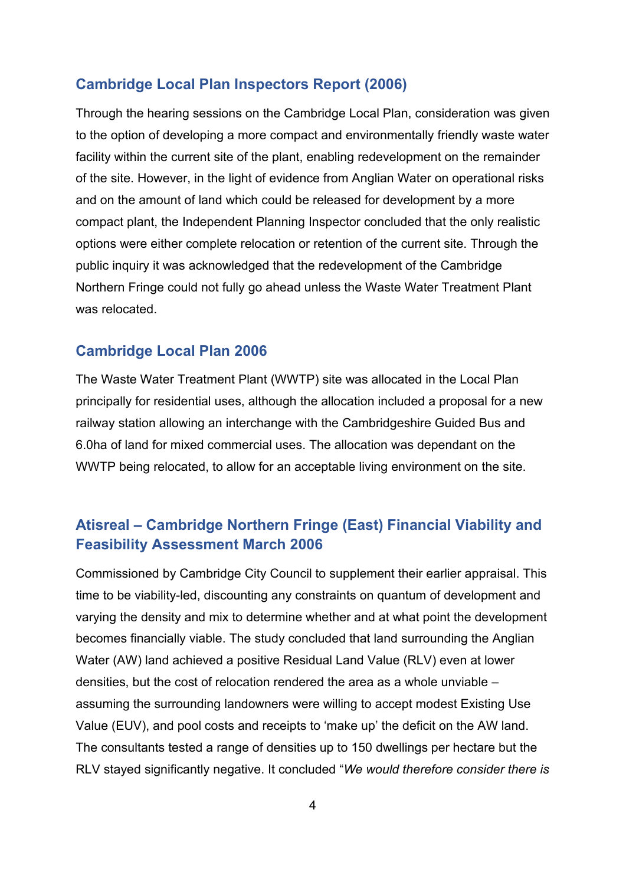## Cambridge Local Plan Inspectors Report (2006)

Through the hearing sessions on the Cambridge Local Plan, consideration was given to the option of developing a more compact and environmentally friendly waste water facility within the current site of the plant, enabling redevelopment on the remainder of the site. However, in the light of evidence from Anglian Water on operational risks and on the amount of land which could be released for development by a more compact plant, the Independent Planning Inspector concluded that the only realistic options were either complete relocation or retention of the current site. Through the public inquiry it was acknowledged that the redevelopment of the Cambridge Northern Fringe could not fully go ahead unless the Waste Water Treatment Plant was relocated.

## Cambridge Local Plan 2006

The Waste Water Treatment Plant (WWTP) site was allocated in the Local Plan principally for residential uses, although the allocation included a proposal for a new railway station allowing an interchange with the Cambridgeshire Guided Bus and 6.0ha of land for mixed commercial uses. The allocation was dependant on the WWTP being relocated, to allow for an acceptable living environment on the site.

## Atisreal – Cambridge Northern Fringe (East) Financial Viability and Feasibility Assessment March 2006

Commissioned by Cambridge City Council to supplement their earlier appraisal. This time to be viability-led, discounting any constraints on quantum of development and varying the density and mix to determine whether and at what point the development becomes financially viable. The study concluded that land surrounding the Anglian Water (AW) land achieved a positive Residual Land Value (RLV) even at lower densities, but the cost of relocation rendered the area as a whole unviable – assuming the surrounding landowners were willing to accept modest Existing Use Value (EUV), and pool costs and receipts to 'make up' the deficit on the AW land. The consultants tested a range of densities up to 150 dwellings per hectare but the RLV stayed significantly negative. It concluded "*We would therefore consider there is*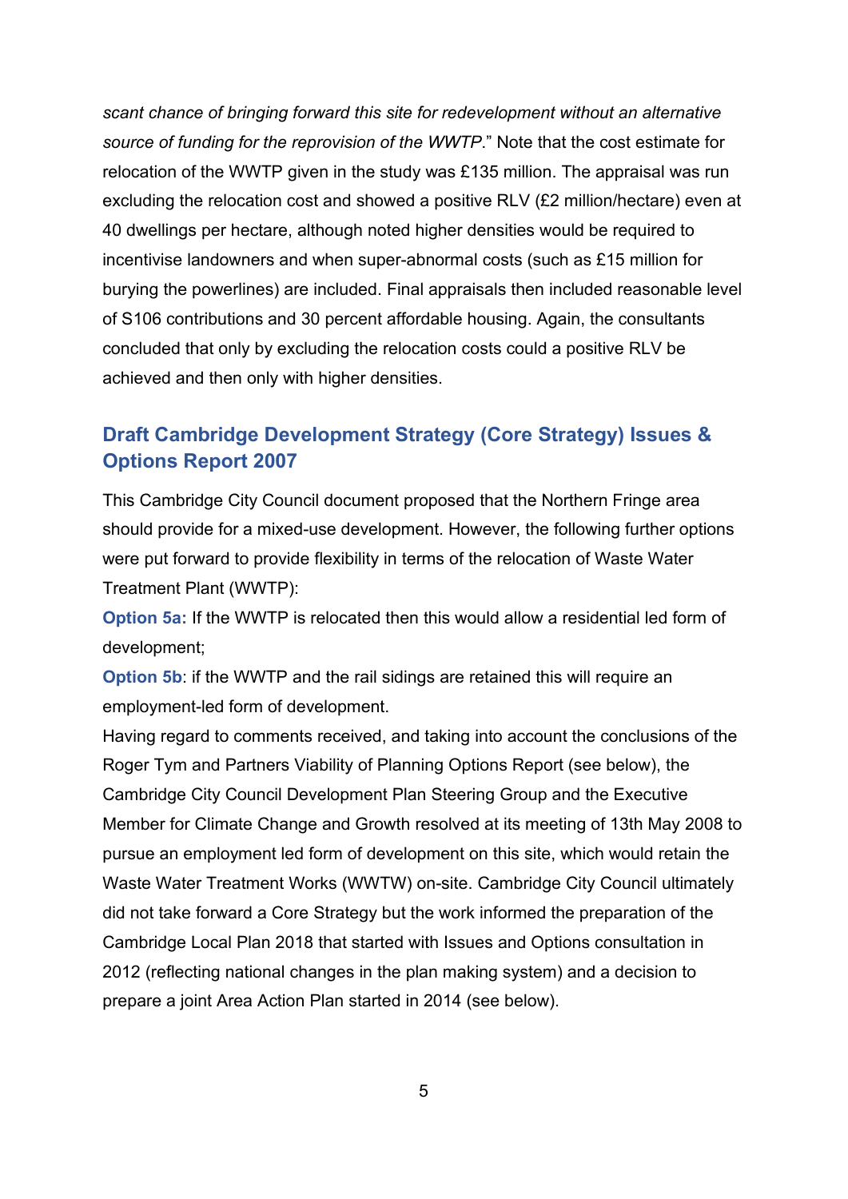*scant chance of bringing forward this site for redevelopment without an alternative source of funding for the reprovision of the WWTP*." Note that the cost estimate for relocation of the WWTP given in the study was £135 million. The appraisal was run excluding the relocation cost and showed a positive RLV (£2 million/hectare) even at 40 dwellings per hectare, although noted higher densities would be required to incentivise landowners and when super-abnormal costs (such as £15 million for burying the powerlines) are included. Final appraisals then included reasonable level of S106 contributions and 30 percent affordable housing. Again, the consultants concluded that only by excluding the relocation costs could a positive RLV be achieved and then only with higher densities.

## Draft Cambridge Development Strategy (Core Strategy) Issues & Options Report 2007

This Cambridge City Council document proposed that the Northern Fringe area should provide for a mixed-use development. However, the following further options were put forward to provide flexibility in terms of the relocation of Waste Water Treatment Plant (WWTP):

**Option 5a:** If the WWTP is relocated then this would allow a residential led form of development;

**Option 5b**: if the WWTP and the rail sidings are retained this will require an employment-led form of development.

Having regard to comments received, and taking into account the conclusions of the Roger Tym and Partners Viability of Planning Options Report (see below), the Cambridge City Council Development Plan Steering Group and the Executive Member for Climate Change and Growth resolved at its meeting of 13th May 2008 to pursue an employment led form of development on this site, which would retain the Waste Water Treatment Works (WWTW) on-site. Cambridge City Council ultimately did not take forward a Core Strategy but the work informed the preparation of the Cambridge Local Plan 2018 that started with Issues and Options consultation in 2012 (reflecting national changes in the plan making system) and a decision to prepare a joint Area Action Plan started in 2014 (see below).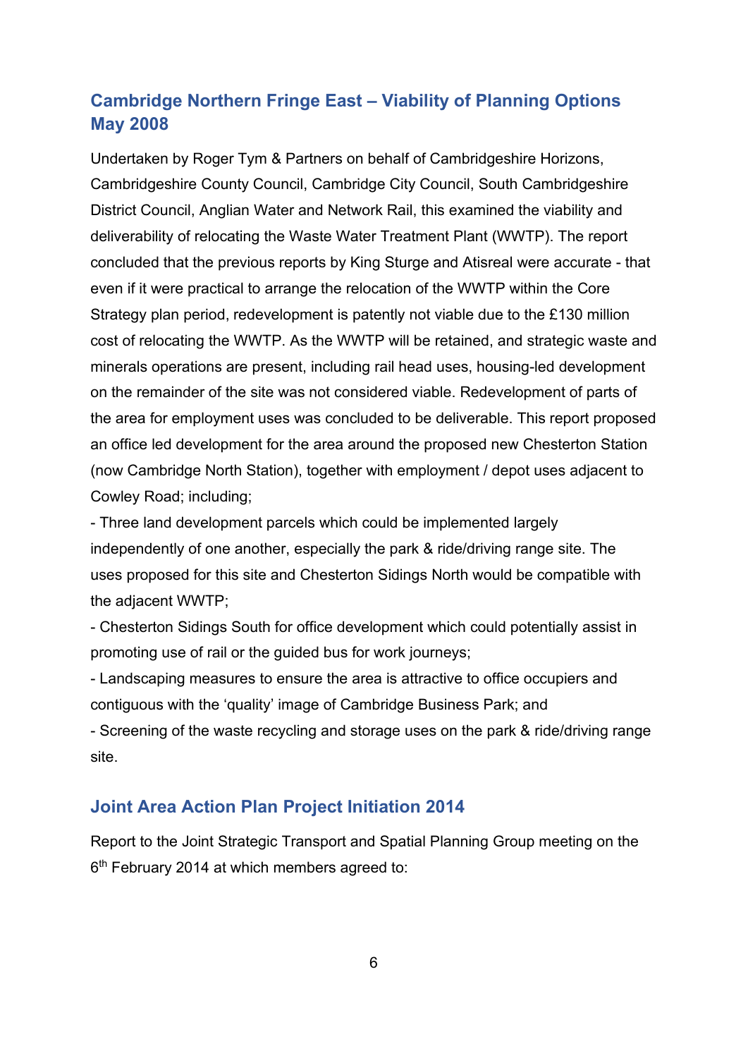## Cambridge Northern Fringe East – Viability of Planning Options May 2008

Undertaken by Roger Tym & Partners on behalf of Cambridgeshire Horizons, Cambridgeshire County Council, Cambridge City Council, South Cambridgeshire District Council, Anglian Water and Network Rail, this examined the viability and deliverability of relocating the Waste Water Treatment Plant (WWTP). The report concluded that the previous reports by King Sturge and Atisreal were accurate - that even if it were practical to arrange the relocation of the WWTP within the Core Strategy plan period, redevelopment is patently not viable due to the £130 million cost of relocating the WWTP. As the WWTP will be retained, and strategic waste and minerals operations are present, including rail head uses, housing-led development on the remainder of the site was not considered viable. Redevelopment of parts of the area for employment uses was concluded to be deliverable. This report proposed an office led development for the area around the proposed new Chesterton Station (now Cambridge North Station), together with employment / depot uses adjacent to Cowley Road; including;

- Three land development parcels which could be implemented largely independently of one another, especially the park & ride/driving range site. The uses proposed for this site and Chesterton Sidings North would be compatible with the adjacent WWTP;
- Chesterton Sidings South for office development which could potentially assist in promoting use of rail or the guided bus for work journeys;
- Landscaping measures to ensure the area is attractive to office occupiers and contiguous with the 'quality' image of Cambridge Business Park; and
- Screening of the waste recycling and storage uses on the park & ride/driving range site.

## Joint Area Action Plan Project Initiation 2014

Report to the Joint Strategic Transport and Spatial Planning Group meeting on the 6th February 2014 at which members agreed to: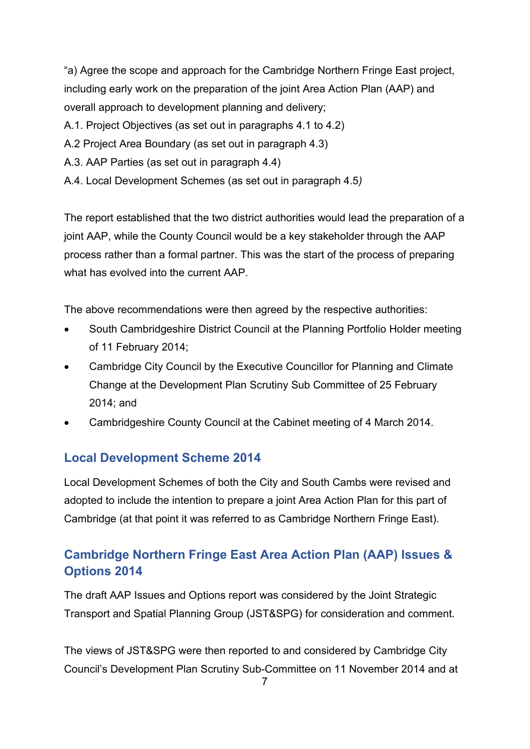"a) Agree the scope and approach for the Cambridge Northern Fringe East project, including early work on the preparation of the joint Area Action Plan (AAP) and overall approach to development planning and delivery;

A.1. Project Objectives (as set out in paragraphs 4.1 to 4.2)

A.2 Project Area Boundary (as set out in paragraph 4.3)

A.3. AAP Parties (as set out in paragraph 4.4)

A.4. Local Development Schemes (as set out in paragraph 4.5*)*

The report established that the two district authorities would lead the preparation of a joint AAP, while the County Council would be a key stakeholder through the AAP process rather than a formal partner. This was the start of the process of preparing what has evolved into the current AAP.

The above recommendations were then agreed by the respective authorities:

- South Cambridgeshire District Council at the Planning Portfolio Holder meeting of 11 February 2014;
- Cambridge City Council by the Executive Councillor for Planning and Climate Change at the Development Plan Scrutiny Sub Committee of 25 February 2014; and
- Cambridgeshire County Council at the Cabinet meeting of 4 March 2014.

## Local Development Scheme 2014

Local Development Schemes of both the City and South Cambs were revised and adopted to include the intention to prepare a joint Area Action Plan for this part of Cambridge (at that point it was referred to as Cambridge Northern Fringe East).

## Cambridge Northern Fringe East Area Action Plan (AAP) Issues & Options 2014

The draft AAP Issues and Options report was considered by the Joint Strategic Transport and Spatial Planning Group (JST&SPG) for consideration and comment.

The views of JST&SPG were then reported to and considered by Cambridge City Council's Development Plan Scrutiny Sub-Committee on 11 November 2014 and at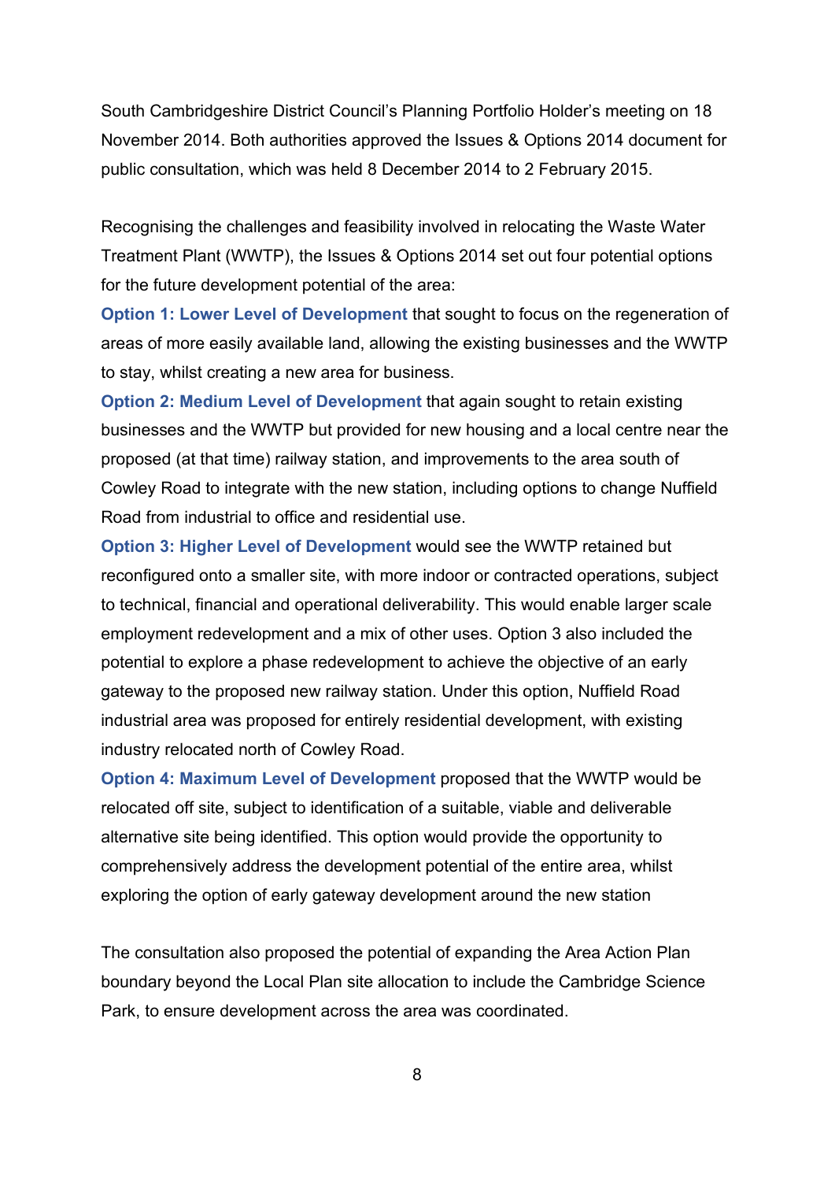South Cambridgeshire District Council's Planning Portfolio Holder's meeting on 18 November 2014. Both authorities approved the Issues & Options 2014 document for public consultation, which was held 8 December 2014 to 2 February 2015.

Recognising the challenges and feasibility involved in relocating the Waste Water Treatment Plant (WWTP), the Issues & Options 2014 set out four potential options for the future development potential of the area:

**Option 1: Lower Level of Development** that sought to focus on the regeneration of areas of more easily available land, allowing the existing businesses and the WWTP to stay, whilst creating a new area for business.

**Option 2: Medium Level of Development** that again sought to retain existing businesses and the WWTP but provided for new housing and a local centre near the proposed (at that time) railway station, and improvements to the area south of Cowley Road to integrate with the new station, including options to change Nuffield Road from industrial to office and residential use.

**Option 3: Higher Level of Development** would see the WWTP retained but reconfigured onto a smaller site, with more indoor or contracted operations, subject to technical, financial and operational deliverability. This would enable larger scale employment redevelopment and a mix of other uses. Option 3 also included the potential to explore a phase redevelopment to achieve the objective of an early gateway to the proposed new railway station. Under this option, Nuffield Road industrial area was proposed for entirely residential development, with existing industry relocated north of Cowley Road.

**Option 4: Maximum Level of Development** proposed that the WWTP would be relocated off site, subject to identification of a suitable, viable and deliverable alternative site being identified. This option would provide the opportunity to comprehensively address the development potential of the entire area, whilst exploring the option of early gateway development around the new station

The consultation also proposed the potential of expanding the Area Action Plan boundary beyond the Local Plan site allocation to include the Cambridge Science Park, to ensure development across the area was coordinated.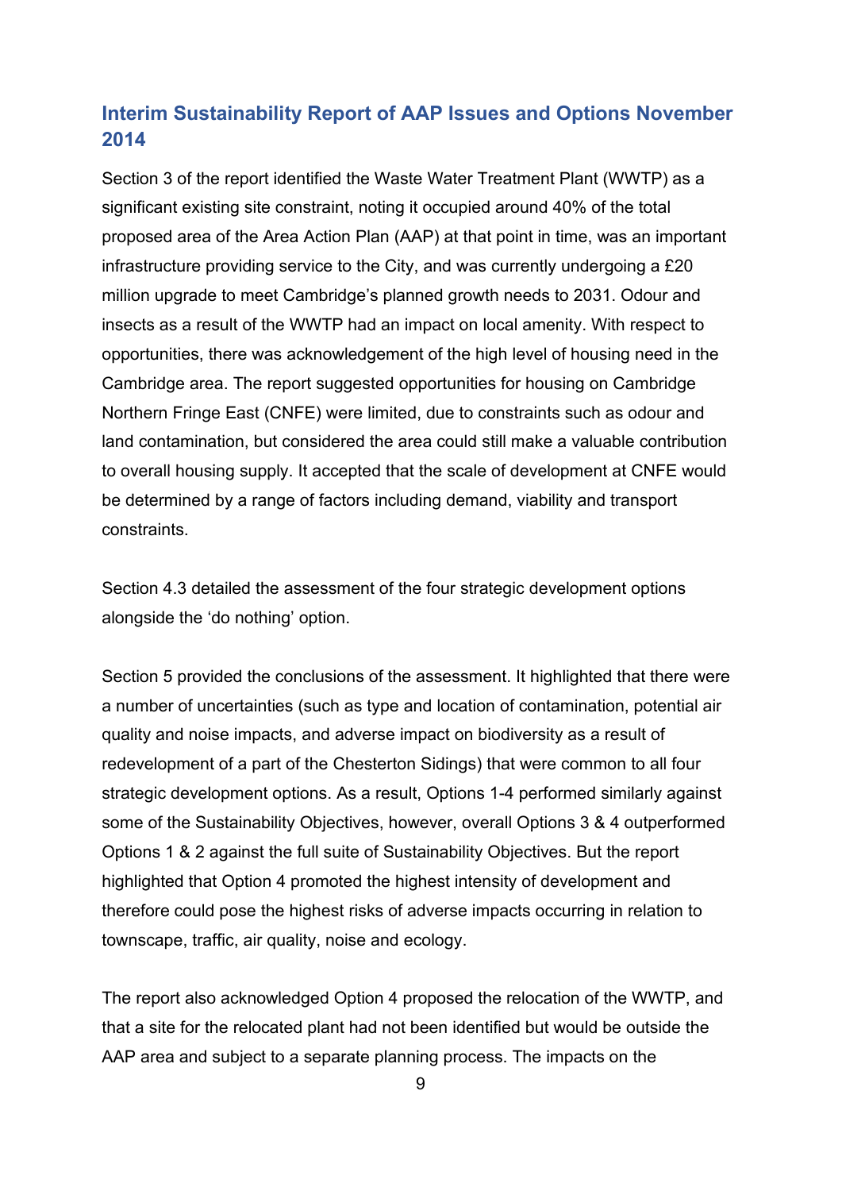## Interim Sustainability Report of AAP Issues and Options November 2014

Section 3 of the report identified the Waste Water Treatment Plant (WWTP) as a significant existing site constraint, noting it occupied around 40% of the total proposed area of the Area Action Plan (AAP) at that point in time, was an important infrastructure providing service to the City, and was currently undergoing a £20 million upgrade to meet Cambridge's planned growth needs to 2031. Odour and insects as a result of the WWTP had an impact on local amenity. With respect to opportunities, there was acknowledgement of the high level of housing need in the Cambridge area. The report suggested opportunities for housing on Cambridge Northern Fringe East (CNFE) were limited, due to constraints such as odour and land contamination, but considered the area could still make a valuable contribution to overall housing supply. It accepted that the scale of development at CNFE would be determined by a range of factors including demand, viability and transport constraints.

Section 4.3 detailed the assessment of the four strategic development options alongside the 'do nothing' option.

Section 5 provided the conclusions of the assessment. It highlighted that there were a number of uncertainties (such as type and location of contamination, potential air quality and noise impacts, and adverse impact on biodiversity as a result of redevelopment of a part of the Chesterton Sidings) that were common to all four strategic development options. As a result, Options 1-4 performed similarly against some of the Sustainability Objectives, however, overall Options 3 & 4 outperformed Options 1 & 2 against the full suite of Sustainability Objectives. But the report highlighted that Option 4 promoted the highest intensity of development and therefore could pose the highest risks of adverse impacts occurring in relation to townscape, traffic, air quality, noise and ecology.

The report also acknowledged Option 4 proposed the relocation of the WWTP, and that a site for the relocated plant had not been identified but would be outside the AAP area and subject to a separate planning process. The impacts on the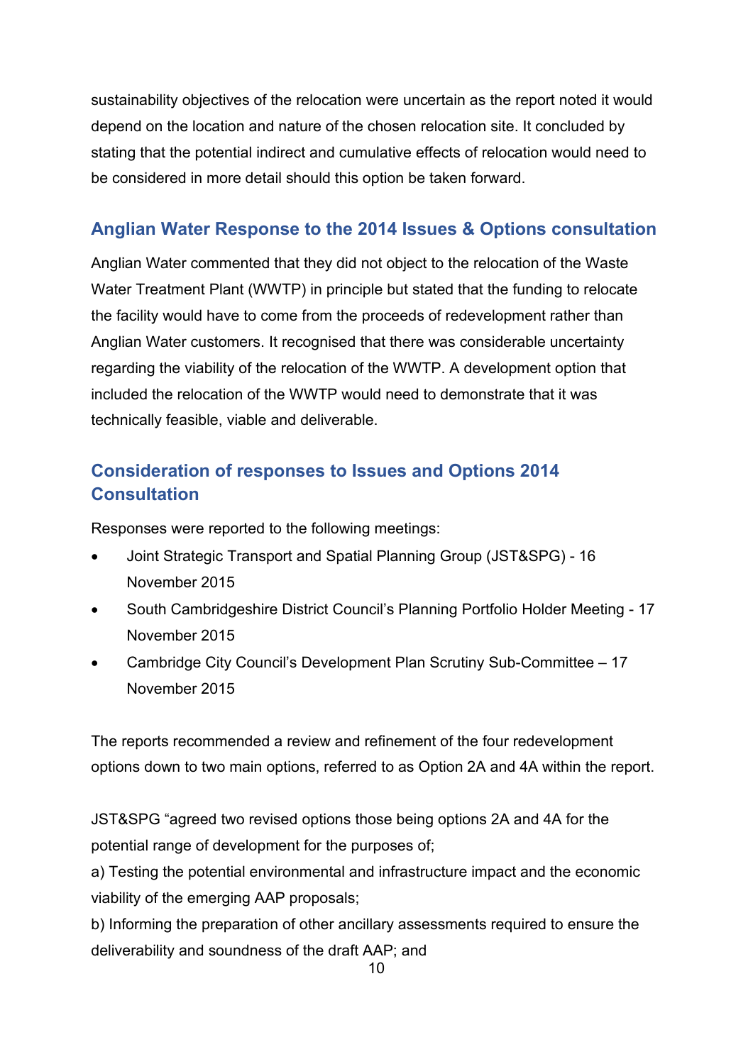sustainability objectives of the relocation were uncertain as the report noted it would depend on the location and nature of the chosen relocation site. It concluded by stating that the potential indirect and cumulative effects of relocation would need to be considered in more detail should this option be taken forward.

## Anglian Water Response to the 2014 Issues & Options consultation

Anglian Water commented that they did not object to the relocation of the Waste Water Treatment Plant (WWTP) in principle but stated that the funding to relocate the facility would have to come from the proceeds of redevelopment rather than Anglian Water customers. It recognised that there was considerable uncertainty regarding the viability of the relocation of the WWTP. A development option that included the relocation of the WWTP would need to demonstrate that it was technically feasible, viable and deliverable.

## Consideration of responses to Issues and Options 2014 Consultation

Responses were reported to the following meetings:

- Joint Strategic Transport and Spatial Planning Group (JST&SPG) - 16 November 2015
- South Cambridgeshire District Council's Planning Portfolio Holder Meeting - 17 November 2015
- Cambridge City Council's Development Plan Scrutiny Sub-Committee – 17 November 2015

The reports recommended a review and refinement of the four redevelopment options down to two main options, referred to as Option 2A and 4A within the report.

JST&SPG "agreed two revised options those being options 2A and 4A for the potential range of development for the purposes of;

a) Testing the potential environmental and infrastructure impact and the economic viability of the emerging AAP proposals;

b) Informing the preparation of other ancillary assessments required to ensure the deliverability and soundness of the draft AAP; and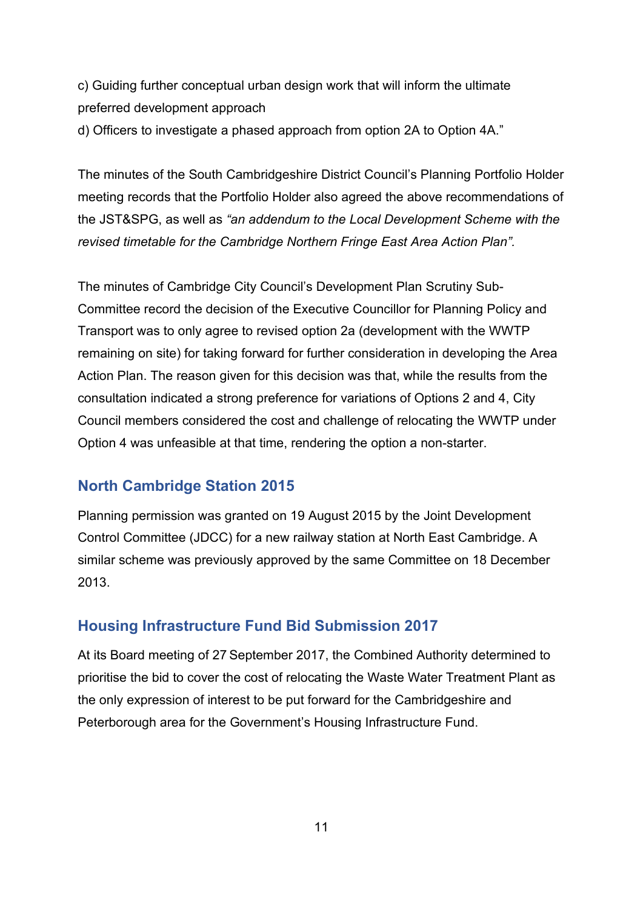c) Guiding further conceptual urban design work that will inform the ultimate preferred development approach

d) Officers to investigate a phased approach from option 2A to Option 4A."

The minutes of the South Cambridgeshire District Council's Planning Portfolio Holder meeting records that the Portfolio Holder also agreed the above recommendations of the JST&SPG, as well as *"an addendum to the Local Development Scheme with the revised timetable for the Cambridge Northern Fringe East Area Action Plan".*

The minutes of Cambridge City Council's Development Plan Scrutiny Sub-Committee record the decision of the Executive Councillor for Planning Policy and Transport was to only agree to revised option 2a (development with the WWTP remaining on site) for taking forward for further consideration in developing the Area Action Plan. The reason given for this decision was that, while the results from the consultation indicated a strong preference for variations of Options 2 and 4, City Council members considered the cost and challenge of relocating the WWTP under Option 4 was unfeasible at that time, rendering the option a non-starter.

## North Cambridge Station 2015

Planning permission was granted on 19 August 2015 by the Joint Development Control Committee (JDCC) for a new railway station at North East Cambridge. A similar scheme was previously approved by the same Committee on 18 December 2013.

## Housing Infrastructure Fund Bid Submission 2017

At its Board meeting of 27 September 2017, the Combined Authority determined to prioritise the bid to cover the cost of relocating the Waste Water Treatment Plant as the only expression of interest to be put forward for the Cambridgeshire and Peterborough area for the Government's Housing Infrastructure Fund.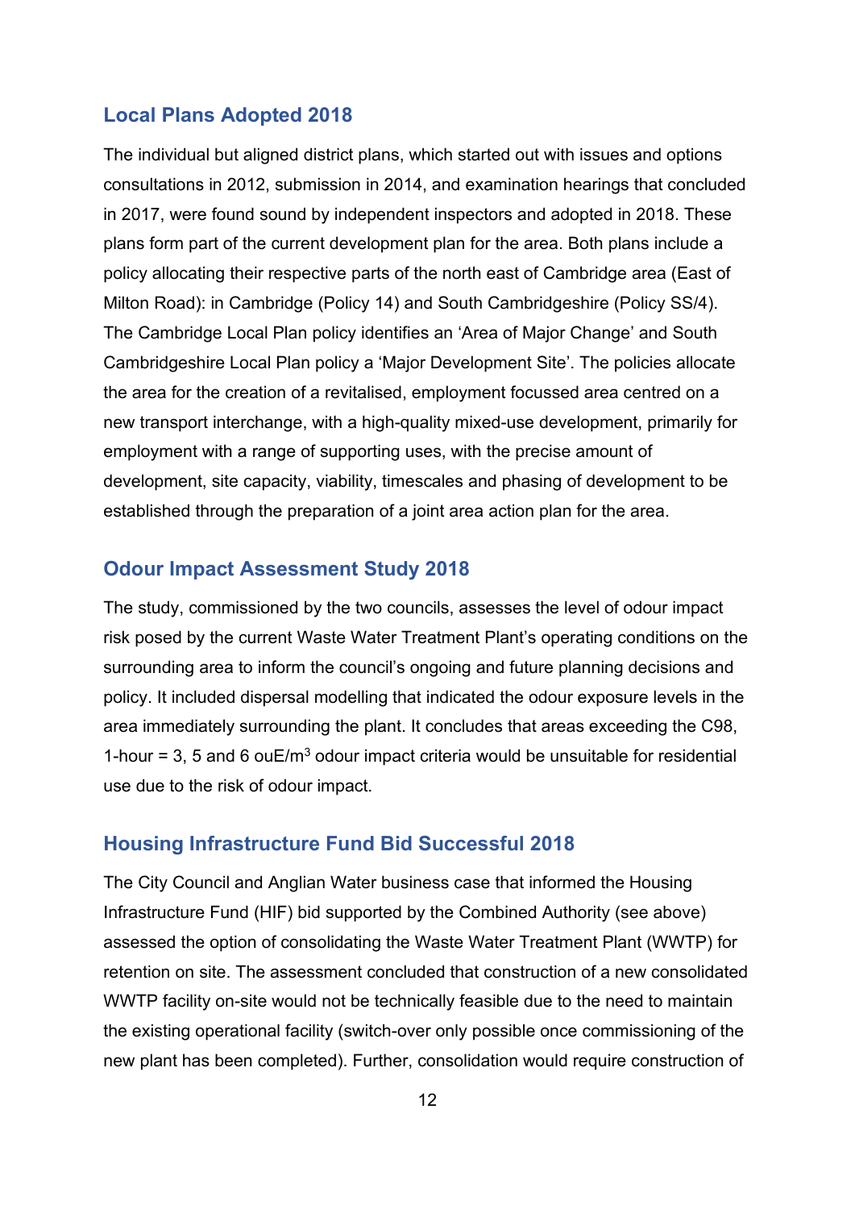## Local Plans Adopted 2018

The individual but aligned district plans, which started out with issues and options consultations in 2012, submission in 2014, and examination hearings that concluded in 2017, were found sound by independent inspectors and adopted in 2018. These plans form part of the current development plan for the area. Both plans include a policy allocating their respective parts of the north east of Cambridge area (East of Milton Road): in Cambridge (Policy 14) and South Cambridgeshire (Policy SS/4). The Cambridge Local Plan policy identifies an 'Area of Major Change' and South Cambridgeshire Local Plan policy a 'Major Development Site'. The policies allocate the area for the creation of a revitalised, employment focussed area centred on a new transport interchange, with a high-quality mixed-use development, primarily for employment with a range of supporting uses, with the precise amount of development, site capacity, viability, timescales and phasing of development to be established through the preparation of a joint area action plan for the area.

## Odour Impact Assessment Study 2018

The study, commissioned by the two councils, assesses the level of odour impact risk posed by the current Waste Water Treatment Plant's operating conditions on the surrounding area to inform the council's ongoing and future planning decisions and policy. It included dispersal modelling that indicated the odour exposure levels in the area immediately surrounding the plant. It concludes that areas exceeding the C98, 1-hour = 3, 5 and 6 ouE/$m^3$ odour impact criteria would be unsuitable for residential use due to the risk of odour impact.

## Housing Infrastructure Fund Bid Successful 2018

The City Council and Anglian Water business case that informed the Housing Infrastructure Fund (HIF) bid supported by the Combined Authority (see above) assessed the option of consolidating the Waste Water Treatment Plant (WWTP) for retention on site. The assessment concluded that construction of a new consolidated WWTP facility on-site would not be technically feasible due to the need to maintain the existing operational facility (switch-over only possible once commissioning of the new plant has been completed). Further, consolidation would require construction of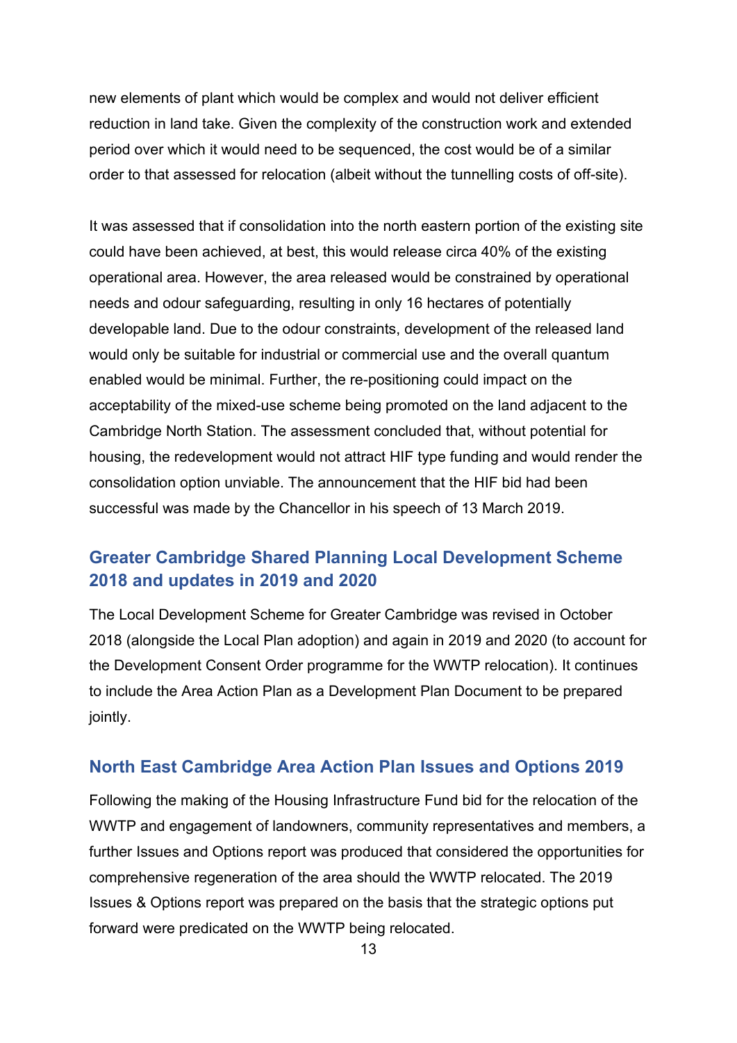new elements of plant which would be complex and would not deliver efficient reduction in land take. Given the complexity of the construction work and extended period over which it would need to be sequenced, the cost would be of a similar order to that assessed for relocation (albeit without the tunnelling costs of off-site).

It was assessed that if consolidation into the north eastern portion of the existing site could have been achieved, at best, this would release circa 40% of the existing operational area. However, the area released would be constrained by operational needs and odour safeguarding, resulting in only 16 hectares of potentially developable land. Due to the odour constraints, development of the released land would only be suitable for industrial or commercial use and the overall quantum enabled would be minimal. Further, the re-positioning could impact on the acceptability of the mixed-use scheme being promoted on the land adjacent to the Cambridge North Station. The assessment concluded that, without potential for housing, the redevelopment would not attract HIF type funding and would render the consolidation option unviable. The announcement that the HIF bid had been successful was made by the Chancellor in his speech of 13 March 2019.

## Greater Cambridge Shared Planning Local Development Scheme 2018 and updates in 2019 and 2020

The Local Development Scheme for Greater Cambridge was revised in October 2018 (alongside the Local Plan adoption) and again in 2019 and 2020 (to account for the Development Consent Order programme for the WWTP relocation). It continues to include the Area Action Plan as a Development Plan Document to be prepared jointly.

## North East Cambridge Area Action Plan Issues and Options 2019

Following the making of the Housing Infrastructure Fund bid for the relocation of the WWTP and engagement of landowners, community representatives and members, a further Issues and Options report was produced that considered the opportunities for comprehensive regeneration of the area should the WWTP relocated. The 2019 Issues & Options report was prepared on the basis that the strategic options put forward were predicated on the WWTP being relocated.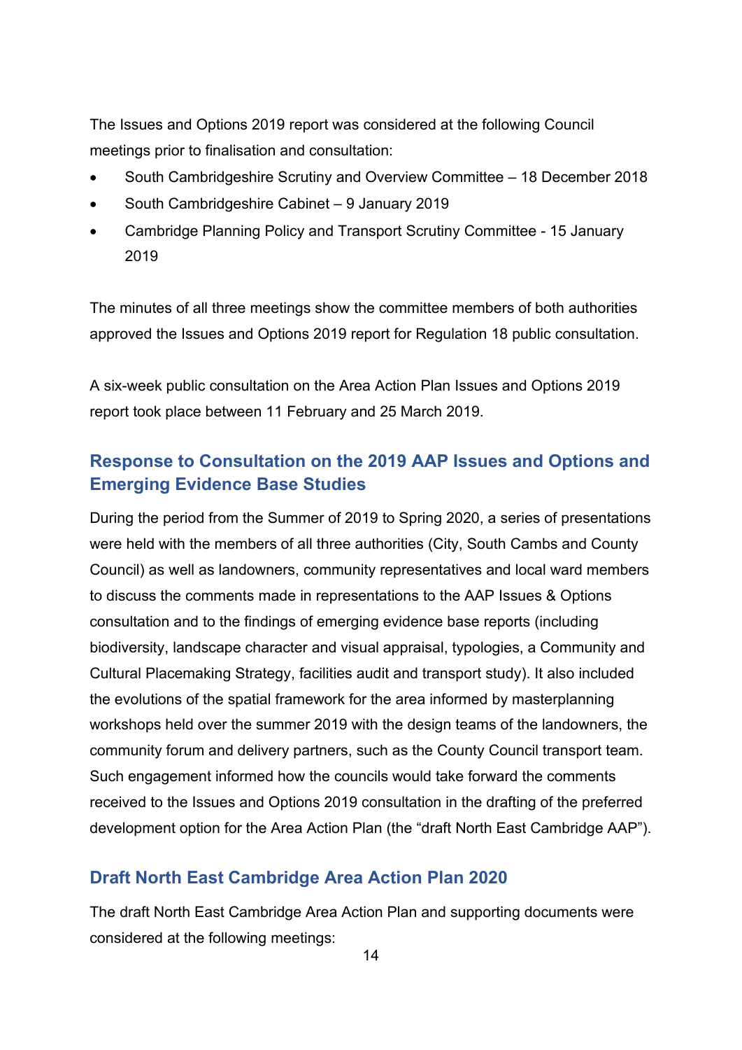The Issues and Options 2019 report was considered at the following Council meetings prior to finalisation and consultation:

- South Cambridgeshire Scrutiny and Overview Committee – 18 December 2018
- South Cambridgeshire Cabinet – 9 January 2019
- Cambridge Planning Policy and Transport Scrutiny Committee - 15 January 2019

The minutes of all three meetings show the committee members of both authorities approved the Issues and Options 2019 report for Regulation 18 public consultation.

A six-week public consultation on the Area Action Plan Issues and Options 2019 report took place between 11 February and 25 March 2019.

## Response to Consultation on the 2019 AAP Issues and Options and Emerging Evidence Base Studies

During the period from the Summer of 2019 to Spring 2020, a series of presentations were held with the members of all three authorities (City, South Cambs and County Council) as well as landowners, community representatives and local ward members to discuss the comments made in representations to the AAP Issues & Options consultation and to the findings of emerging evidence base reports (including biodiversity, landscape character and visual appraisal, typologies, a Community and Cultural Placemaking Strategy, facilities audit and transport study). It also included the evolutions of the spatial framework for the area informed by masterplanning workshops held over the summer 2019 with the design teams of the landowners, the community forum and delivery partners, such as the County Council transport team. Such engagement informed how the councils would take forward the comments received to the Issues and Options 2019 consultation in the drafting of the preferred development option for the Area Action Plan (the "draft North East Cambridge AAP").

## Draft North East Cambridge Area Action Plan 2020

The draft North East Cambridge Area Action Plan and supporting documents were considered at the following meetings: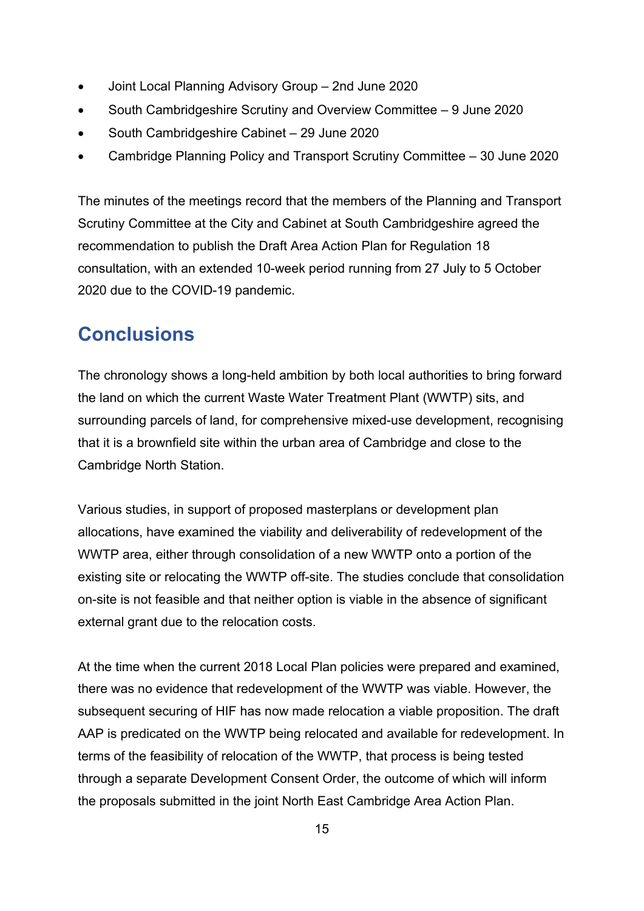- Joint Local Planning Advisory Group – 2nd June 2020
- South Cambridgeshire Scrutiny and Overview Committee – 9 June 2020
- South Cambridgeshire Cabinet – 29 June 2020
- Cambridge Planning Policy and Transport Scrutiny Committee – 30 June 2020

The minutes of the meetings record that the members of the Planning and Transport Scrutiny Committee at the City and Cabinet at South Cambridgeshire agreed the recommendation to publish the Draft Area Action Plan for Regulation 18 consultation, with an extended 10-week period running from 27 July to 5 October 2020 due to the COVID-19 pandemic.

## Conclusions

The chronology shows a long-held ambition by both local authorities to bring forward the land on which the current Waste Water Treatment Plant (WWTP) sits, and surrounding parcels of land, for comprehensive mixed-use development, recognising that it is a brownfield site within the urban area of Cambridge and close to the Cambridge North Station.

Various studies, in support of proposed masterplans or development plan allocations, have examined the viability and deliverability of redevelopment of the WWTP area, either through consolidation of a new WWTP onto a portion of the existing site or relocating the WWTP off-site. The studies conclude that consolidation on-site is not feasible and that neither option is viable in the absence of significant external grant due to the relocation costs.

At the time when the current 2018 Local Plan policies were prepared and examined, there was no evidence that redevelopment of the WWTP was viable. However, the subsequent securing of HIF has now made relocation a viable proposition. The draft AAP is predicated on the WWTP being relocated and available for redevelopment. In terms of the feasibility of relocation of the WWTP, that process is being tested through a separate Development Consent Order, the outcome of which will inform the proposals submitted in the joint North East Cambridge Area Action Plan.